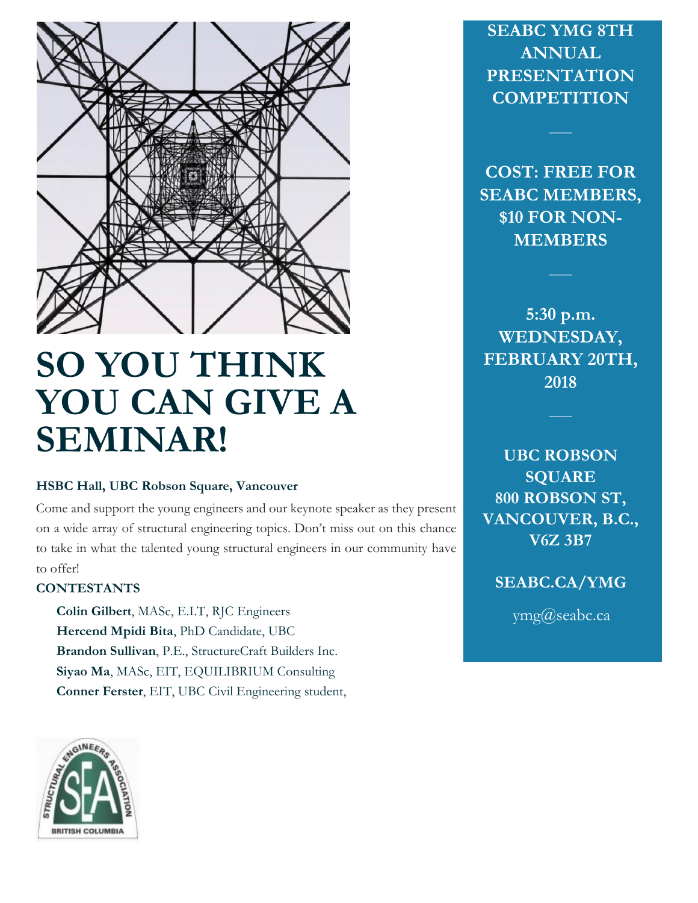# SO YOU THINK YOU CAN GIVE A SEMINAR!

**HSBC Hall, UBC Robson Square, Vancouver**

Come and support the young engineers and our keynote speaker as they present on a wide array of structural engineering topics. Don't miss out on this chance to take in what the talented young structural engineers in our community have to offer!

**CONTESTANTS**

- **Colin Gilbert**, MASc, E.I.T, RJC Engineers
- **Hercend Mpidi Bita**, PhD Candidate, UBC
- **Brandon Sullivan**, P.E., StructureCraft Builders Inc.
- **Siyao Ma**, MASc, EIT, EQUILIBRIUM Consulting
- **Conner Ferster**, EIT, UBC Civil Engineering student,

## SEABC YMG 8TH ANNUAL PRESENTATION COMPETITION

**COST: FREE FOR SEABC MEMBERS, $10 FOR NON-MEMBERS**

**5:30 p.m. WEDNESDAY, FEBRUARY 20TH, 2018**

**UBC ROBSON SQUARE**
**800 ROBSON ST, VANCOUVER, B.C., V6Z 3B7**

**SEABC.CA/YMG**

ymg@seabc.ca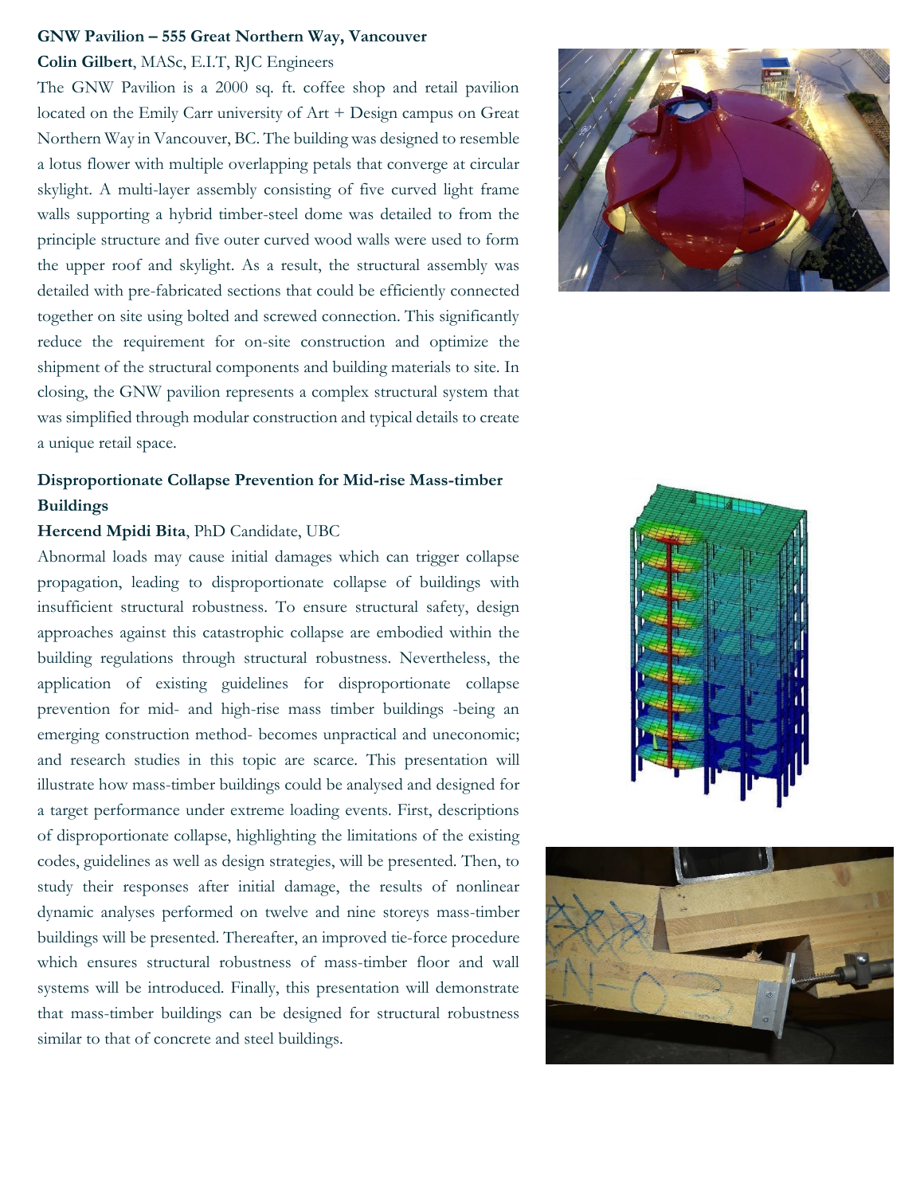**GNW Pavilion – 555 Great Northern Way, Vancouver**

**Colin Gilbert**, MASc, E.I.T, RJC Engineers

The GNW Pavilion is a 2000 sq. ft. coffee shop and retail pavilion located on the Emily Carr university of Art + Design campus on Great Northern Way in Vancouver, BC. The building was designed to resemble a lotus flower with multiple overlapping petals that converge at circular skylight. A multi-layer assembly consisting of five curved light frame walls supporting a hybrid timber-steel dome was detailed to from the principle structure and five outer curved wood walls were used to form the upper roof and skylight. As a result, the structural assembly was detailed with pre-fabricated sections that could be efficiently connected together on site using bolted and screwed connection. This significantly reduce the requirement for on-site construction and optimize the shipment of the structural components and building materials to site. In closing, the GNW pavilion represents a complex structural system that was simplified through modular construction and typical details to create a unique retail space.

**Disproportionate Collapse Prevention for Mid-rise Mass-timber Buildings**

**Hercend Mpidi Bita**, PhD Candidate, UBC

Abnormal loads may cause initial damages which can trigger collapse propagation, leading to disproportionate collapse of buildings with insufficient structural robustness. To ensure structural safety, design approaches against this catastrophic collapse are embodied within the building regulations through structural robustness. Nevertheless, the application of existing guidelines for disproportionate collapse prevention for mid- and high-rise mass timber buildings -being an emerging construction method- becomes unpractical and uneconomic; and research studies in this topic are scarce. This presentation will illustrate how mass-timber buildings could be analysed and designed for a target performance under extreme loading events. First, descriptions of disproportionate collapse, highlighting the limitations of the existing codes, guidelines as well as design strategies, will be presented. Then, to study their responses after initial damage, the results of nonlinear dynamic analyses performed on twelve and nine storeys mass-timber buildings will be presented. Thereafter, an improved tie-force procedure which ensures structural robustness of mass-timber floor and wall systems will be introduced. Finally, this presentation will demonstrate that mass-timber buildings can be designed for structural robustness similar to that of concrete and steel buildings.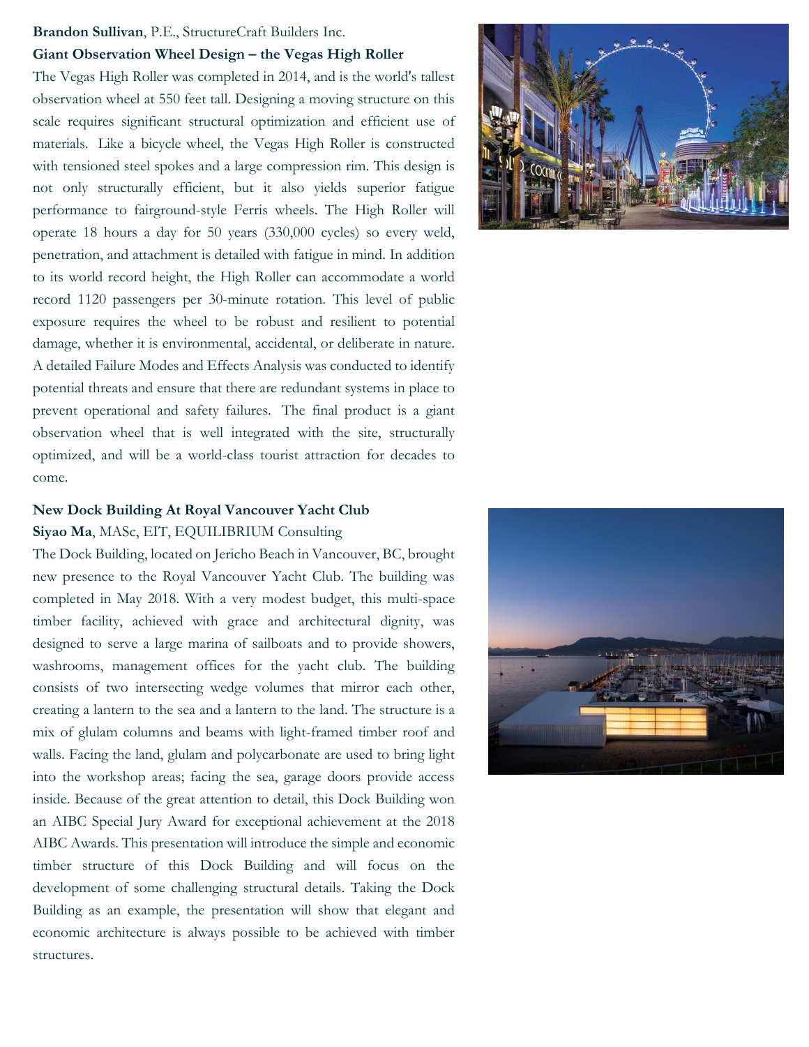**Brandon Sullivan**, P.E., StructureCraft Builders Inc.

**Giant Observation Wheel Design – the Vegas High Roller**

The Vegas High Roller was completed in 2014, and is the world's tallest observation wheel at 550 feet tall. Designing a moving structure on this scale requires significant structural optimization and efficient use of materials. Like a bicycle wheel, the Vegas High Roller is constructed with tensioned steel spokes and a large compression rim. This design is not only structurally efficient, but it also yields superior fatigue performance to fairground-style Ferris wheels. The High Roller will operate 18 hours a day for 50 years (330,000 cycles) so every weld, penetration, and attachment is detailed with fatigue in mind. In addition to its world record height, the High Roller can accommodate a world record 1120 passengers per 30-minute rotation. This level of public exposure requires the wheel to be robust and resilient to potential damage, whether it is environmental, accidental, or deliberate in nature. A detailed Failure Modes and Effects Analysis was conducted to identify potential threats and ensure that there are redundant systems in place to prevent operational and safety failures. The final product is a giant observation wheel that is well integrated with the site, structurally optimized, and will be a world-class tourist attraction for decades to come.

**New Dock Building At Royal Vancouver Yacht Club**

**Siyao Ma**, MASc, EIT, EQUILIBRIUM Consulting

The Dock Building, located on Jericho Beach in Vancouver, BC, brought new presence to the Royal Vancouver Yacht Club. The building was completed in May 2018. With a very modest budget, this multi-space timber facility, achieved with grace and architectural dignity, was designed to serve a large marina of sailboats and to provide showers, washrooms, management offices for the yacht club. The building consists of two intersecting wedge volumes that mirror each other, creating a lantern to the sea and a lantern to the land. The structure is a mix of glulam columns and beams with light-framed timber roof and walls. Facing the land, glulam and polycarbonate are used to bring light into the workshop areas; facing the sea, garage doors provide access inside. Because of the great attention to detail, this Dock Building won an AIBC Special Jury Award for exceptional achievement at the 2018 AIBC Awards. This presentation will introduce the simple and economic timber structure of this Dock Building and will focus on the development of some challenging structural details. Taking the Dock Building as an example, the presentation will show that elegant and economic architecture is always possible to be achieved with timber structures.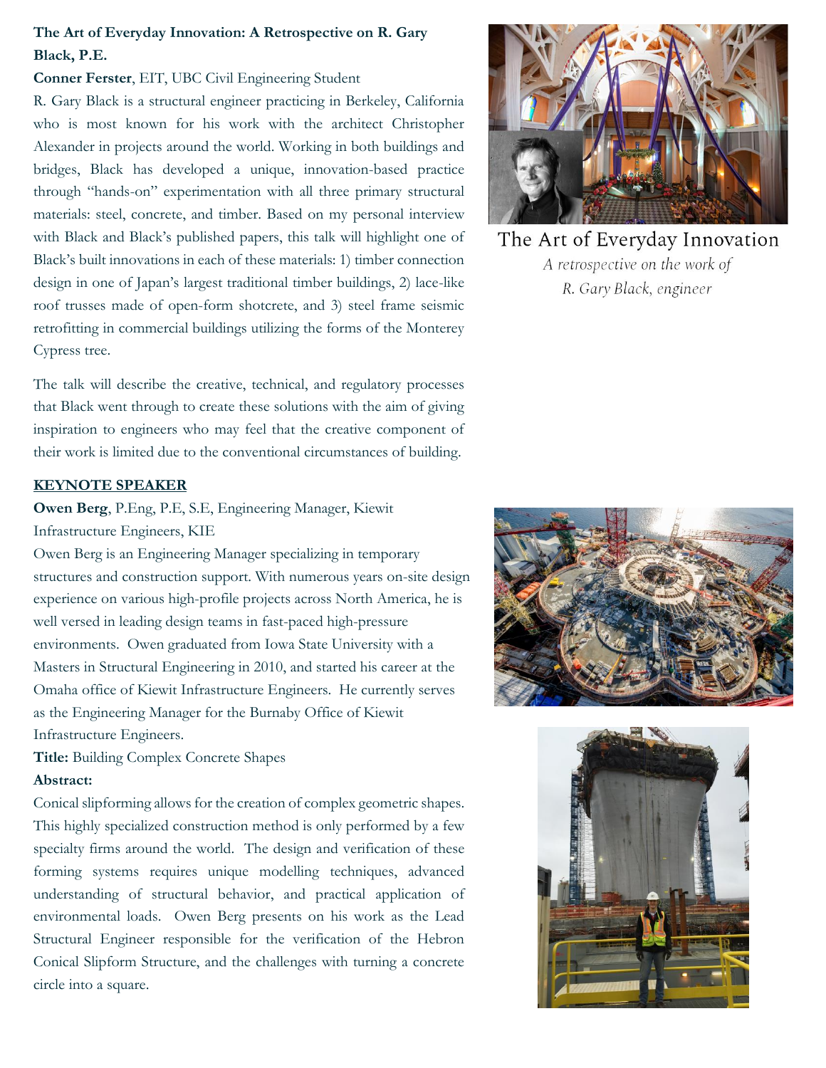**The Art of Everyday Innovation: A Retrospective on R. Gary Black, P.E.**

**Conner Ferster**, EIT, UBC Civil Engineering Student

R. Gary Black is a structural engineer practicing in Berkeley, California who is most known for his work with the architect Christopher Alexander in projects around the world. Working in both buildings and bridges, Black has developed a unique, innovation-based practice through "hands-on" experimentation with all three primary structural materials: steel, concrete, and timber. Based on my personal interview with Black and Black's published papers, this talk will highlight one of Black's built innovations in each of these materials: 1) timber connection design in one of Japan's largest traditional timber buildings, 2) lace-like roof trusses made of open-form shotcrete, and 3) steel frame seismic retrofitting in commercial buildings utilizing the forms of the Monterey Cypress tree.

The talk will describe the creative, technical, and regulatory processes that Black went through to create these solutions with the aim of giving inspiration to engineers who may feel that the creative component of their work is limited due to the conventional circumstances of building.

The Art of Everyday Innovation

*A retrospective on the work of R. Gary Black, engineer*

**KEYNOTE SPEAKER**

**Owen Berg**, P.Eng, P.E, S.E, Engineering Manager, Kiewit Infrastructure Engineers, KIE

Owen Berg is an Engineering Manager specializing in temporary structures and construction support. With numerous years on-site design experience on various high-profile projects across North America, he is well versed in leading design teams in fast-paced high-pressure environments. Owen graduated from Iowa State University with a Masters in Structural Engineering in 2010, and started his career at the Omaha office of Kiewit Infrastructure Engineers. He currently serves as the Engineering Manager for the Burnaby Office of Kiewit Infrastructure Engineers.

**Title:** Building Complex Concrete Shapes

**Abstract:**

Conical slipforming allows for the creation of complex geometric shapes. This highly specialized construction method is only performed by a few specialty firms around the world. The design and verification of these forming systems requires unique modelling techniques, advanced understanding of structural behavior, and practical application of environmental loads. Owen Berg presents on his work as the Lead Structural Engineer responsible for the verification of the Hebron Conical Slipform Structure, and the challenges with turning a concrete circle into a square.